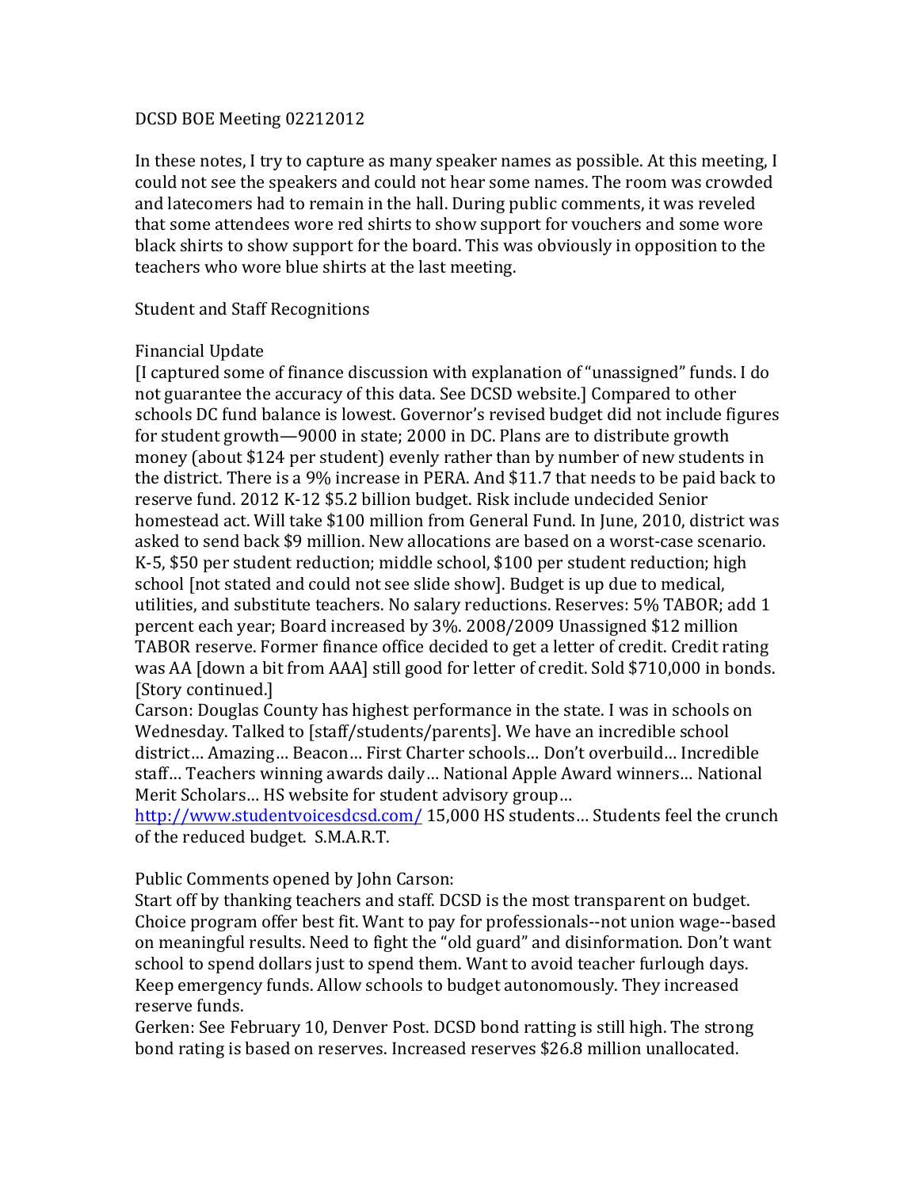DCSD BOE Meeting 02212012

In these notes, I try to capture as many speaker names as possible. At this meeting, I could not see the speakers and could not hear some names. The room was crowded and latecomers had to remain in the hall. During public comments, it was reveled that some attendees wore red shirts to show support for vouchers and some wore black shirts to show support for the board. This was obviously in opposition to the teachers who wore blue shirts at the last meeting.

Student and Staff Recognitions

Financial Update

[I captured some of finance discussion with explanation of "unassigned" funds. I do not guarantee the accuracy of this data. See DCSD website.] Compared to other schools DC fund balance is lowest. Governor's revised budget did not include figures for student growth—9000 in state; 2000 in DC. Plans are to distribute growth money (about $124 per student) evenly rather than by number of new students in the district. There is a 9% increase in PERA. And $11.7 that needs to be paid back to reserve fund. 2012 K-12 $5.2 billion budget. Risk include undecided Senior homestead act. Will take $100 million from General Fund. In June, 2010, district was asked to send back $9 million. New allocations are based on a worst-case scenario. K-5, $50 per student reduction; middle school, $100 per student reduction; high school [not stated and could not see slide show]. Budget is up due to medical, utilities, and substitute teachers. No salary reductions. Reserves: 5% TABOR; add 1 percent each year; Board increased by 3%. 2008/2009 Unassigned $12 million TABOR reserve. Former finance office decided to get a letter of credit. Credit rating was AA [down a bit from AAA] still good for letter of credit. Sold $710,000 in bonds. [Story continued.]

Carson: Douglas County has highest performance in the state. I was in schools on Wednesday. Talked to [staff/students/parents]. We have an incredible school district… Amazing… Beacon… First Charter schools… Don't overbuild… Incredible staff… Teachers winning awards daily… National Apple Award winners… National Merit Scholars… HS website for student advisory group… http://www.studentvoicesdcsd.com/ 15,000 HS students… Students feel the crunch of the reduced budget. S.M.A.R.T.

Public Comments opened by John Carson:

Start off by thanking teachers and staff. DCSD is the most transparent on budget. Choice program offer best fit. Want to pay for professionals--not union wage--based on meaningful results. Need to fight the "old guard" and disinformation. Don't want school to spend dollars just to spend them. Want to avoid teacher furlough days. Keep emergency funds. Allow schools to budget autonomously. They increased reserve funds.

Gerken: See February 10, Denver Post. DCSD bond ratting is still high. The strong bond rating is based on reserves. Increased reserves $26.8 million unallocated.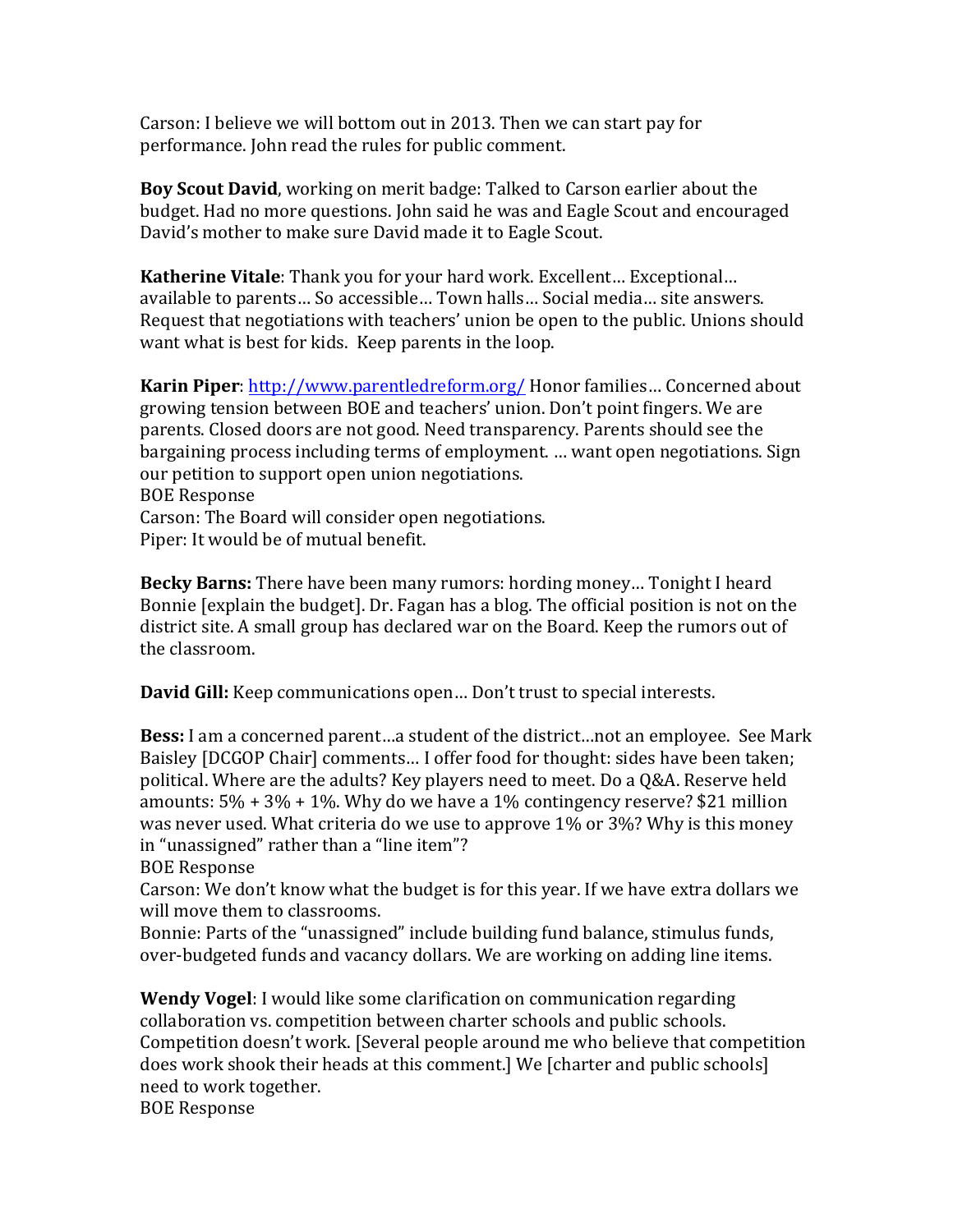Carson: I believe we will bottom out in 2013. Then we can start pay for performance. John read the rules for public comment.

**Boy Scout David**, working on merit badge: Talked to Carson earlier about the budget. Had no more questions. John said he was and Eagle Scout and encouraged David's mother to make sure David made it to Eagle Scout.

**Katherine Vitale**: Thank you for your hard work. Excellent… Exceptional… available to parents… So accessible… Town halls… Social media… site answers. Request that negotiations with teachers' union be open to the public. Unions should want what is best for kids. Keep parents in the loop.

**Karin Piper**: [http://www.parentledreform.org/](http://www.parentledreform.org/) Honor families… Concerned about growing tension between BOE and teachers' union. Don't point fingers. We are parents. Closed doors are not good. Need transparency. Parents should see the bargaining process including terms of employment. … want open negotiations. Sign our petition to support open union negotiations.
BOE Response
Carson: The Board will consider open negotiations.
Piper: It would be of mutual benefit.

**Becky Barns:** There have been many rumors: hording money… Tonight I heard Bonnie [explain the budget]. Dr. Fagan has a blog. The official position is not on the district site. A small group has declared war on the Board. Keep the rumors out of the classroom.

**David Gill:** Keep communications open… Don't trust to special interests.

**Bess:** I am a concerned parent…a student of the district…not an employee. See Mark Baisley [DCGOP Chair] comments… I offer food for thought: sides have been taken; political. Where are the adults? Key players need to meet. Do a Q&A. Reserve held amounts: 5% + 3% + 1%. Why do we have a 1% contingency reserve? $21 million was never used. What criteria do we use to approve 1% or 3%? Why is this money in "unassigned" rather than a "line item"?
BOE Response
Carson: We don't know what the budget is for this year. If we have extra dollars we will move them to classrooms.
Bonnie: Parts of the "unassigned" include building fund balance, stimulus funds, over-budgeted funds and vacancy dollars. We are working on adding line items.

**Wendy Vogel**: I would like some clarification on communication regarding collaboration vs. competition between charter schools and public schools. Competition doesn't work. [Several people around me who believe that competition does work shook their heads at this comment.] We [charter and public schools] need to work together.
BOE Response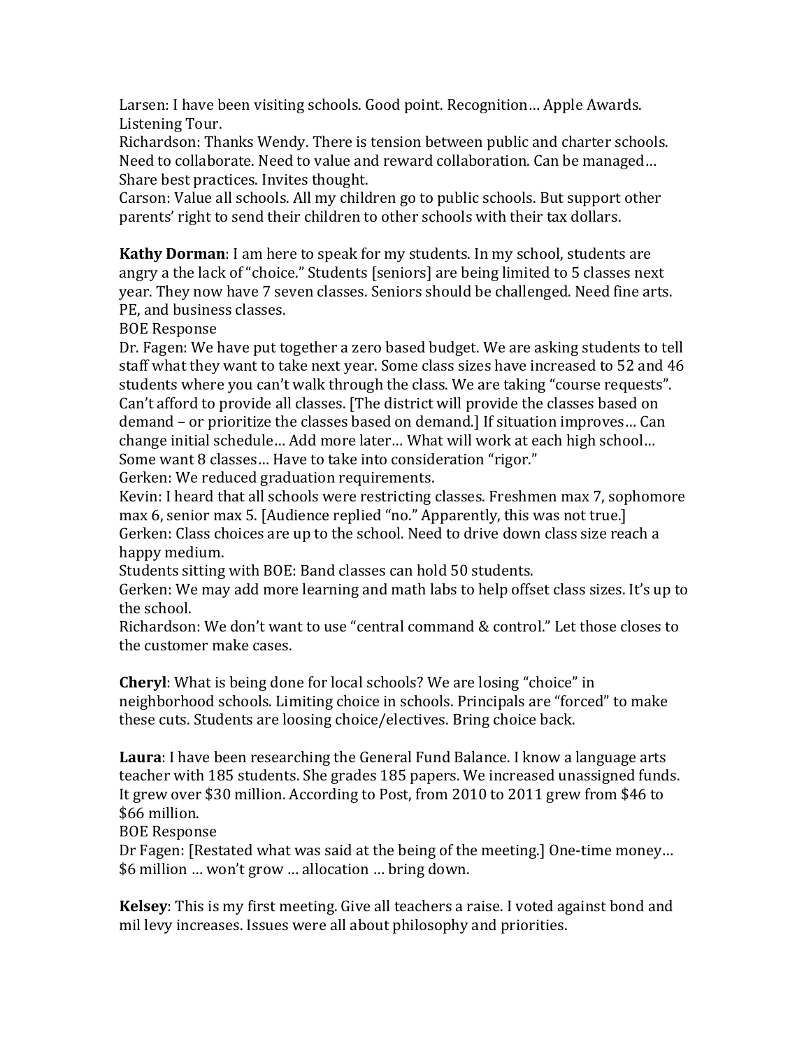Larsen: I have been visiting schools. Good point. Recognition… Apple Awards. Listening Tour.
Richardson: Thanks Wendy. There is tension between public and charter schools. Need to collaborate. Need to value and reward collaboration. Can be managed… Share best practices. Invites thought.
Carson: Value all schools. All my children go to public schools. But support other parents' right to send their children to other schools with their tax dollars.

**Kathy Dorman**: I am here to speak for my students. In my school, students are angry a the lack of "choice." Students [seniors] are being limited to 5 classes next year. They now have 7 seven classes. Seniors should be challenged. Need fine arts. PE, and business classes.
BOE Response
Dr. Fagen: We have put together a zero based budget. We are asking students to tell staff what they want to take next year. Some class sizes have increased to 52 and 46 students where you can't walk through the class. We are taking "course requests". Can't afford to provide all classes. [The district will provide the classes based on demand – or prioritize the classes based on demand.] If situation improves… Can change initial schedule… Add more later… What will work at each high school… Some want 8 classes… Have to take into consideration "rigor."
Gerken: We reduced graduation requirements.
Kevin: I heard that all schools were restricting classes. Freshmen max 7, sophomore max 6, senior max 5. [Audience replied "no." Apparently, this was not true.]
Gerken: Class choices are up to the school. Need to drive down class size reach a happy medium.
Students sitting with BOE: Band classes can hold 50 students.
Gerken: We may add more learning and math labs to help offset class sizes. It's up to the school.
Richardson: We don't want to use "central command & control." Let those closes to the customer make cases.

**Cheryl**: What is being done for local schools? We are losing "choice" in neighborhood schools. Limiting choice in schools. Principals are "forced" to make these cuts. Students are loosing choice/electives. Bring choice back.

**Laura**: I have been researching the General Fund Balance. I know a language arts teacher with 185 students. She grades 185 papers. We increased unassigned funds. It grew over $30 million. According to Post, from 2010 to 2011 grew from $46 to $66 million.
BOE Response
Dr Fagen: [Restated what was said at the being of the meeting.] One-time money… $6 million … won't grow … allocation … bring down.

**Kelsey**: This is my first meeting. Give all teachers a raise. I voted against bond and mil levy increases. Issues were all about philosophy and priorities.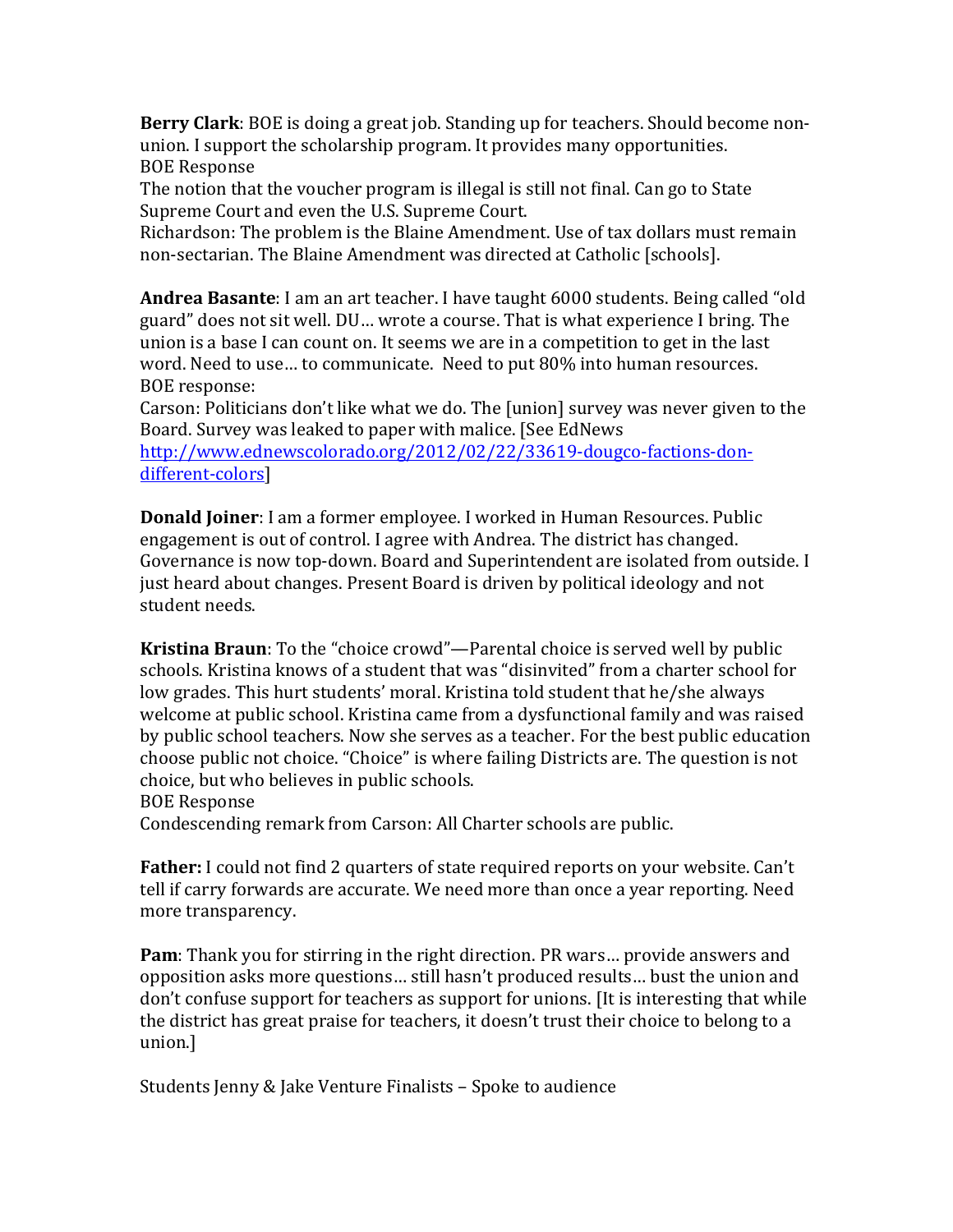**Berry Clark**: BOE is doing a great job. Standing up for teachers. Should become non-union. I support the scholarship program. It provides many opportunities.
BOE Response
The notion that the voucher program is illegal is still not final. Can go to State Supreme Court and even the U.S. Supreme Court.
Richardson: The problem is the Blaine Amendment. Use of tax dollars must remain non-sectarian. The Blaine Amendment was directed at Catholic [schools].

**Andrea Basante**: I am an art teacher. I have taught 6000 students. Being called "old guard" does not sit well. DU… wrote a course. That is what experience I bring. The union is a base I can count on. It seems we are in a competition to get in the last word. Need to use… to communicate. Need to put 80% into human resources.
BOE response:
Carson: Politicians don't like what we do. The [union] survey was never given to the Board. Survey was leaked to paper with malice. [See EdNews http://www.ednewscolorado.org/2012/02/22/33619-dougco-factions-don-different-colors]

**Donald Joiner**: I am a former employee. I worked in Human Resources. Public engagement is out of control. I agree with Andrea. The district has changed. Governance is now top-down. Board and Superintendent are isolated from outside. I just heard about changes. Present Board is driven by political ideology and not student needs.

**Kristina Braun**: To the "choice crowd"—Parental choice is served well by public schools. Kristina knows of a student that was "disinvited" from a charter school for low grades. This hurt students' moral. Kristina told student that he/she always welcome at public school. Kristina came from a dysfunctional family and was raised by public school teachers. Now she serves as a teacher. For the best public education choose public not choice. "Choice" is where failing Districts are. The question is not choice, but who believes in public schools.
BOE Response
Condescending remark from Carson: All Charter schools are public.

**Father:** I could not find 2 quarters of state required reports on your website. Can't tell if carry forwards are accurate. We need more than once a year reporting. Need more transparency.

**Pam**: Thank you for stirring in the right direction. PR wars… provide answers and opposition asks more questions… still hasn't produced results… bust the union and don't confuse support for teachers as support for unions. [It is interesting that while the district has great praise for teachers, it doesn't trust their choice to belong to a union.]

Students Jenny & Jake Venture Finalists – Spoke to audience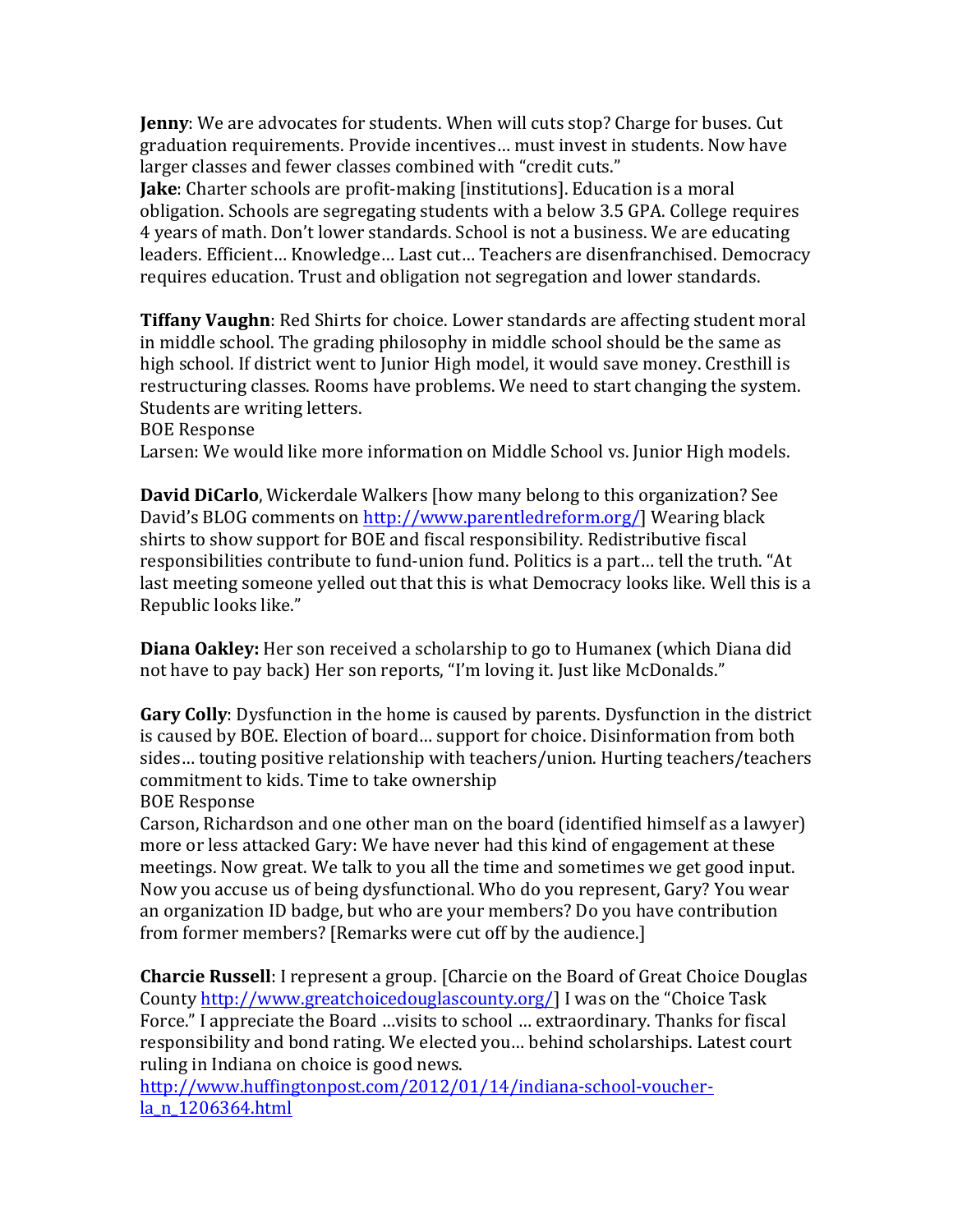**Jenny**: We are advocates for students. When will cuts stop? Charge for buses. Cut graduation requirements. Provide incentives… must invest in students. Now have larger classes and fewer classes combined with "credit cuts."

**Jake**: Charter schools are profit-making [institutions]. Education is a moral obligation. Schools are segregating students with a below 3.5 GPA. College requires 4 years of math. Don't lower standards. School is not a business. We are educating leaders. Efficient… Knowledge… Last cut… Teachers are disenfranchised. Democracy requires education. Trust and obligation not segregation and lower standards.

**Tiffany Vaughn**: Red Shirts for choice. Lower standards are affecting student moral in middle school. The grading philosophy in middle school should be the same as high school. If district went to Junior High model, it would save money. Cresthill is restructuring classes. Rooms have problems. We need to start changing the system. Students are writing letters.

BOE Response

Larsen: We would like more information on Middle School vs. Junior High models.

**David DiCarlo**, Wickerdale Walkers [how many belong to this organization? See David's BLOG comments on http://www.parentledreform.org/] Wearing black shirts to show support for BOE and fiscal responsibility. Redistributive fiscal responsibilities contribute to fund-union fund. Politics is a part… tell the truth. "At last meeting someone yelled out that this is what Democracy looks like. Well this is a Republic looks like."

**Diana Oakley:** Her son received a scholarship to go to Humanex (which Diana did not have to pay back) Her son reports, "I'm loving it. Just like McDonalds."

**Gary Colly**: Dysfunction in the home is caused by parents. Dysfunction in the district is caused by BOE. Election of board… support for choice. Disinformation from both sides… touting positive relationship with teachers/union. Hurting teachers/teachers commitment to kids. Time to take ownership

BOE Response

Carson, Richardson and one other man on the board (identified himself as a lawyer) more or less attacked Gary: We have never had this kind of engagement at these meetings. Now great. We talk to you all the time and sometimes we get good input. Now you accuse us of being dysfunctional. Who do you represent, Gary? You wear an organization ID badge, but who are your members? Do you have contribution from former members? [Remarks were cut off by the audience.]

**Charcie Russell**: I represent a group. [Charcie on the Board of Great Choice Douglas County http://www.greatchoicedouglascounty.org/] I was on the "Choice Task Force." I appreciate the Board …visits to school … extraordinary. Thanks for fiscal responsibility and bond rating. We elected you… behind scholarships. Latest court ruling in Indiana on choice is good news.

http://www.huffingtonpost.com/2012/01/14/indiana-school-voucher-la_n_1206364.html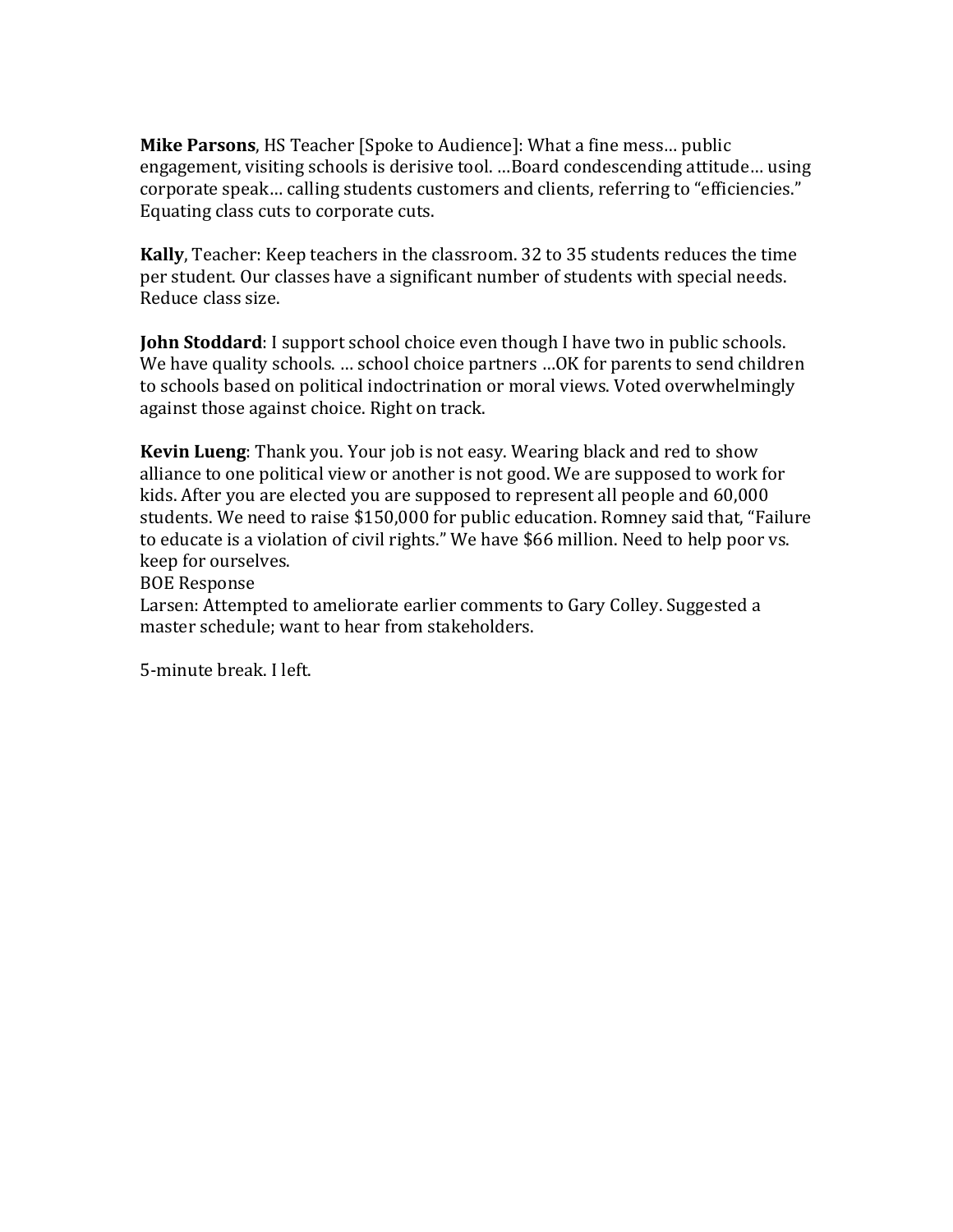**Mike Parsons**, HS Teacher [Spoke to Audience]: What a fine mess… public engagement, visiting schools is derisive tool. …Board condescending attitude… using corporate speak… calling students customers and clients, referring to "efficiencies." Equating class cuts to corporate cuts.

**Kally**, Teacher: Keep teachers in the classroom. 32 to 35 students reduces the time per student. Our classes have a significant number of students with special needs. Reduce class size.

**John Stoddard**: I support school choice even though I have two in public schools. We have quality schools. … school choice partners …OK for parents to send children to schools based on political indoctrination or moral views. Voted overwhelmingly against those against choice. Right on track.

**Kevin Lueng**: Thank you. Your job is not easy. Wearing black and red to show alliance to one political view or another is not good. We are supposed to work for kids. After you are elected you are supposed to represent all people and 60,000 students. We need to raise $150,000 for public education. Romney said that, "Failure to educate is a violation of civil rights." We have $66 million. Need to help poor vs. keep for ourselves.

BOE Response

Larsen: Attempted to ameliorate earlier comments to Gary Colley. Suggested a master schedule; want to hear from stakeholders.

5-minute break. I left.